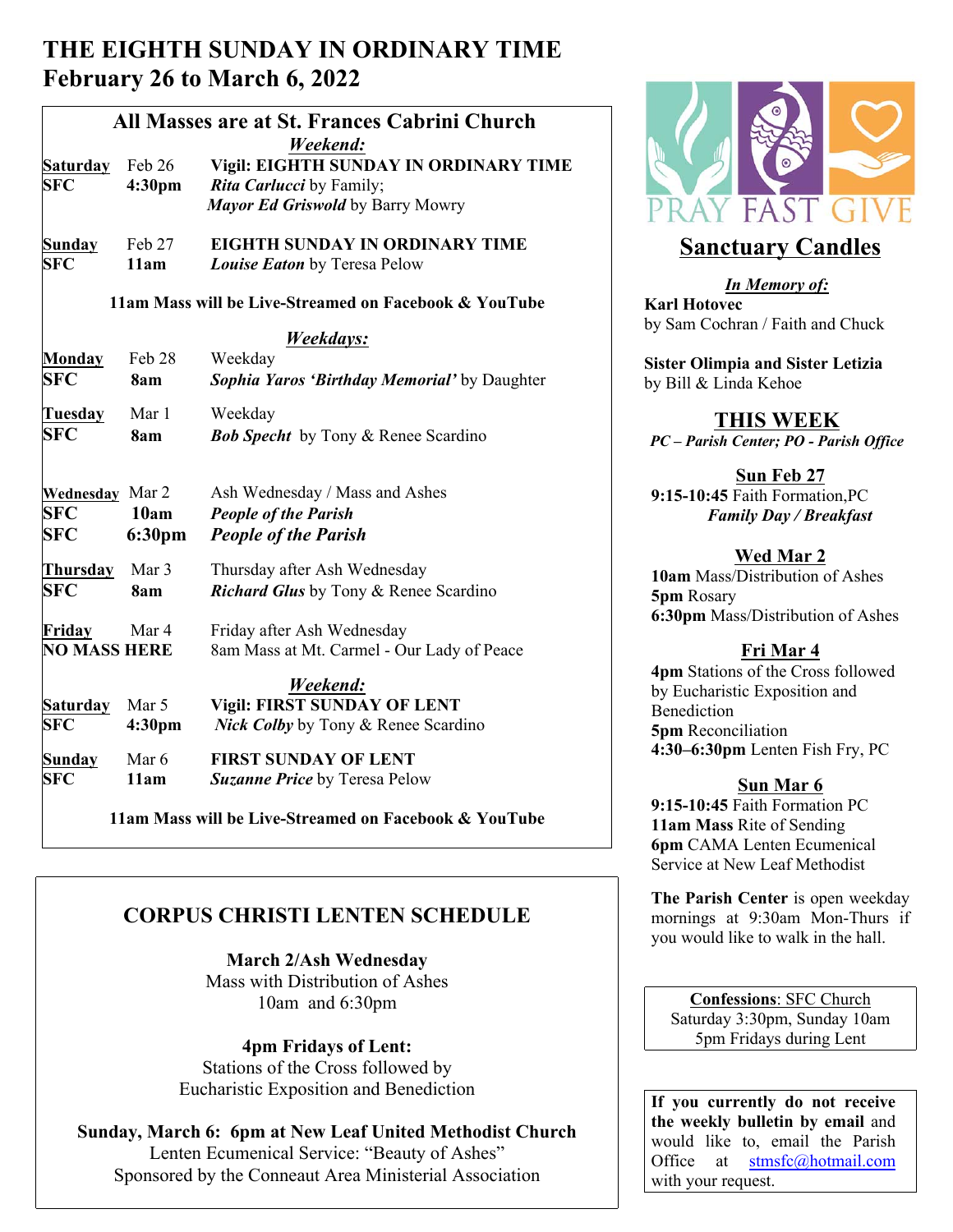# THE EIGHTH SUNDAY IN ORDINARY TIME
## February 26 to March 6, 2022

### All Masses are at St. Frances Cabrini Church

***Weekend:***

| | | |
|---|---|---|
| **Saturday** SFC | Feb 26 **4:30pm** | **Vigil: EIGHTH SUNDAY IN ORDINARY TIME** ***Rita Carlucci*** by Family; ***Mayor Ed Griswold*** by Barry Mowry |
| **Sunday** SFC | Feb 27 **11am** | **EIGHTH SUNDAY IN ORDINARY TIME** ***Louise Eaton*** by Teresa Pelow |

**11am Mass will be Live-Streamed on Facebook & YouTube**

***Weekdays:***

| | | |
|---|---|---|
| **Monday** SFC | Feb 28 **8am** | Weekday ***Sophia Yaros 'Birthday Memorial'*** by Daughter |
| **Tuesday** SFC | Mar 1 **8am** | Weekday ***Bob Specht*** by Tony & Renee Scardino |
| **Wednesday** SFC SFC | Mar 2 **10am** **6:30pm** | Ash Wednesday / Mass and Ashes ***People of the Parish*** ***People of the Parish*** |
| **Thursday** SFC | Mar 3 **8am** | Thursday after Ash Wednesday ***Richard Glus*** by Tony & Renee Scardino |
| **Friday** **NO MASS HERE** | Mar 4 | Friday after Ash Wednesday 8am Mass at Mt. Carmel - Our Lady of Peace |

***Weekend:***

| | | |
|---|---|---|
| **Saturday** SFC | Mar 5 **4:30pm** | **Vigil: FIRST SUNDAY OF LENT** ***Nick Colby*** by Tony & Renee Scardino |
| **Sunday** SFC | Mar 6 **11am** | **FIRST SUNDAY OF LENT** ***Suzanne Price*** by Teresa Pelow |

**11am Mass will be Live-Streamed on Facebook & YouTube**

### CORPUS CHRISTI LENTEN SCHEDULE

**March 2/Ash Wednesday**
Mass with Distribution of Ashes
10am and 6:30pm

**4pm Fridays of Lent:**
Stations of the Cross followed by
Eucharistic Exposition and Benediction

**Sunday, March 6: 6pm at New Leaf United Methodist Church**
Lenten Ecumenical Service: "Beauty of Ashes"
Sponsored by the Conneaut Area Ministerial Association

PRAY FAST GIVE

## Sanctuary Candles

***In Memory of:***

**Karl Hotovec**
by Sam Cochran / Faith and Chuck

**Sister Olimpia and Sister Letizia**
by Bill & Linda Kehoe

## THIS WEEK

*PC – Parish Center; PO - Parish Office*

**Sun Feb 27**
**9:15-10:45** Faith Formation,PC
*Family Day / Breakfast*

**Wed Mar 2**
**10am** Mass/Distribution of Ashes
**5pm** Rosary
**6:30pm** Mass/Distribution of Ashes

**Fri Mar 4**
**4pm** Stations of the Cross followed by Eucharistic Exposition and Benediction
**5pm** Reconciliation
**4:30–6:30pm** Lenten Fish Fry, PC

**Sun Mar 6**
**9:15-10:45** Faith Formation PC
**11am Mass** Rite of Sending
**6pm** CAMA Lenten Ecumenical Service at New Leaf Methodist

**The Parish Center** is open weekday mornings at 9:30am Mon-Thurs if you would like to walk in the hall.

**Confessions**: SFC Church
Saturday 3:30pm, Sunday 10am
5pm Fridays during Lent

**If you currently do not receive the weekly bulletin by email** and would like to, email the Parish Office at stmsfc@hotmail.com with your request.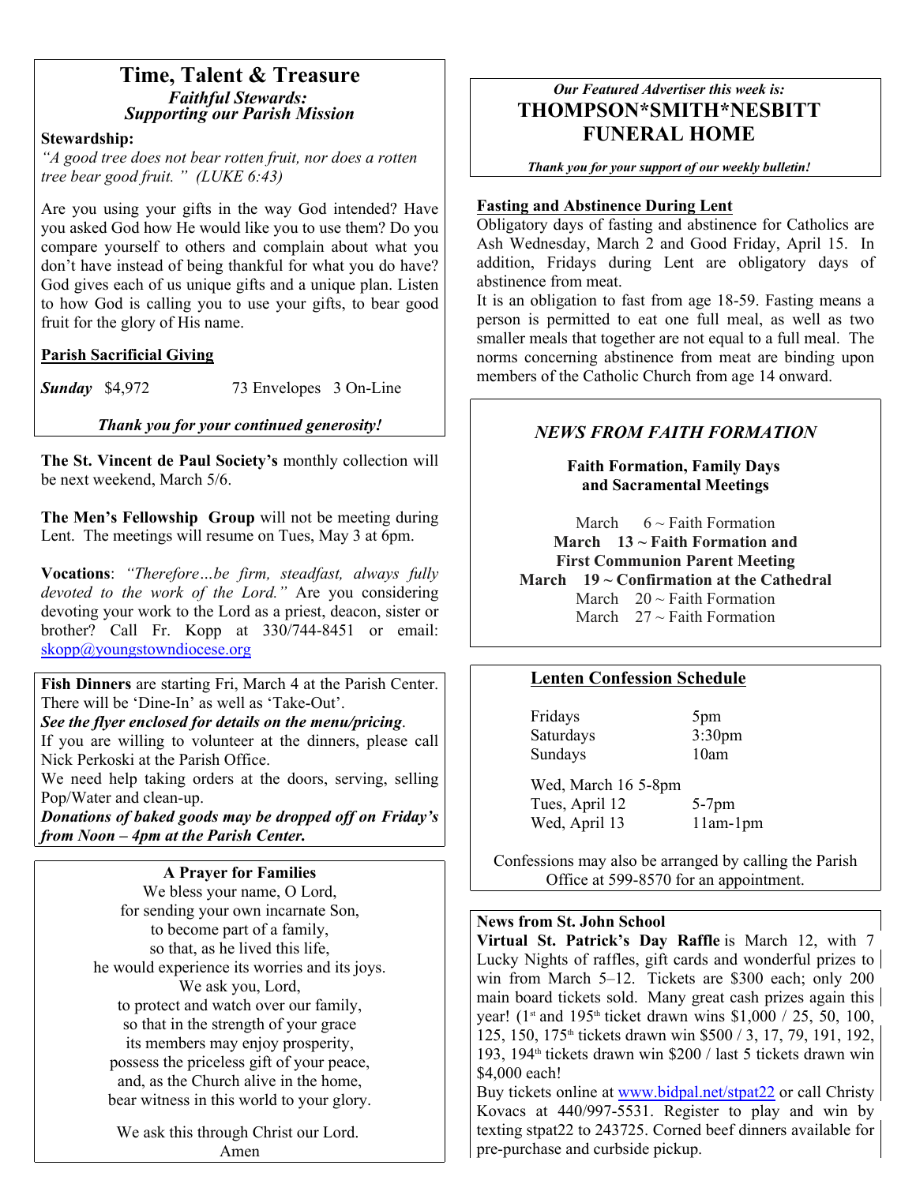# Time, Talent & Treasure

### *Faithful Stewards: Supporting our Parish Mission*

**Stewardship:**

*"A good tree does not bear rotten fruit, nor does a rotten tree bear good fruit."* *(LUKE 6:43)*

Are you using your gifts in the way God intended? Have you asked God how He would like you to use them? Do you compare yourself to others and complain about what you don't have instead of being thankful for what you do have? God gives each of us unique gifts and a unique plan. Listen to how God is calling you to use your gifts, to bear good fruit for the glory of His name.

**Parish Sacrificial Giving**

***Sunday*** $4,972 &nbsp;&nbsp;&nbsp;&nbsp; 73 Envelopes 3 On-Line

***Thank you for your continued generosity!***

**The St. Vincent de Paul Society's** monthly collection will be next weekend, March 5/6.

**The Men's Fellowship Group** will not be meeting during Lent. The meetings will resume on Tues, May 3 at 6pm.

**Vocations**: *"Therefore…be firm, steadfast, always fully devoted to the work of the Lord."* Are you considering devoting your work to the Lord as a priest, deacon, sister or brother? Call Fr. Kopp at 330/744-8451 or email: skopp@youngstowndiocese.org

**Fish Dinners** are starting Fri, March 4 at the Parish Center. There will be 'Dine-In' as well as 'Take-Out'.
***See the flyer enclosed for details on the menu/pricing***.
If you are willing to volunteer at the dinners, please call Nick Perkoski at the Parish Office.
We need help taking orders at the doors, serving, selling Pop/Water and clean-up.
***Donations of baked goods may be dropped off on Friday's from Noon – 4pm at the Parish Center.***

**A Prayer for Families**

We bless your name, O Lord,
for sending your own incarnate Son,
to become part of a family,
so that, as he lived this life,
he would experience its worries and its joys.
We ask you, Lord,
to protect and watch over our family,
so that in the strength of your grace
its members may enjoy prosperity,
possess the priceless gift of your peace,
and, as the Church alive in the home,
bear witness in this world to your glory.

We ask this through Christ our Lord.
Amen

*Our Featured Advertiser this week is:*

## THOMPSON*SMITH*NESBITT FUNERAL HOME

***Thank you for your support of our weekly bulletin!***

**Fasting and Abstinence During Lent**

Obligatory days of fasting and abstinence for Catholics are Ash Wednesday, March 2 and Good Friday, April 15. In addition, Fridays during Lent are obligatory days of abstinence from meat.
It is an obligation to fast from age 18-59. Fasting means a person is permitted to eat one full meal, as well as two smaller meals that together are not equal to a full meal. The norms concerning abstinence from meat are binding upon members of the Catholic Church from age 14 onward.

### *NEWS FROM FAITH FORMATION*

**Faith Formation, Family Days and Sacramental Meetings**

March 6 ~ Faith Formation
**March 13 ~ Faith Formation and First Communion Parent Meeting**
**March 19 ~ Confirmation at the Cathedral**
March 20 ~ Faith Formation
March 27 ~ Faith Formation

**Lenten Confession Schedule**

| | |
|---|---|
| Fridays | 5pm |
| Saturdays | 3:30pm |
| Sundays | 10am |
| Wed, March 16 | 5-8pm |
| Tues, April 12 | 5-7pm |
| Wed, April 13 | 11am-1pm |

Confessions may also be arranged by calling the Parish Office at 599-8570 for an appointment.

**News from St. John School**

**Virtual St. Patrick's Day Raffle** is March 12, with 7 Lucky Nights of raffles, gift cards and wonderful prizes to win from March 5–12. Tickets are $300 each; only 200 main board tickets sold. Many great cash prizes again this year! (1st and 195th ticket drawn wins $1,000 / 25, 50, 100, 125, 150, 175th tickets drawn win $500 / 3, 17, 79, 191, 192, 193, 194th tickets drawn win $200 / last 5 tickets drawn win $4,000 each!
Buy tickets online at www.bidpal.net/stpat22 or call Christy Kovacs at 440/997-5531. Register to play and win by texting stpat22 to 243725. Corned beef dinners available for pre-purchase and curbside pickup.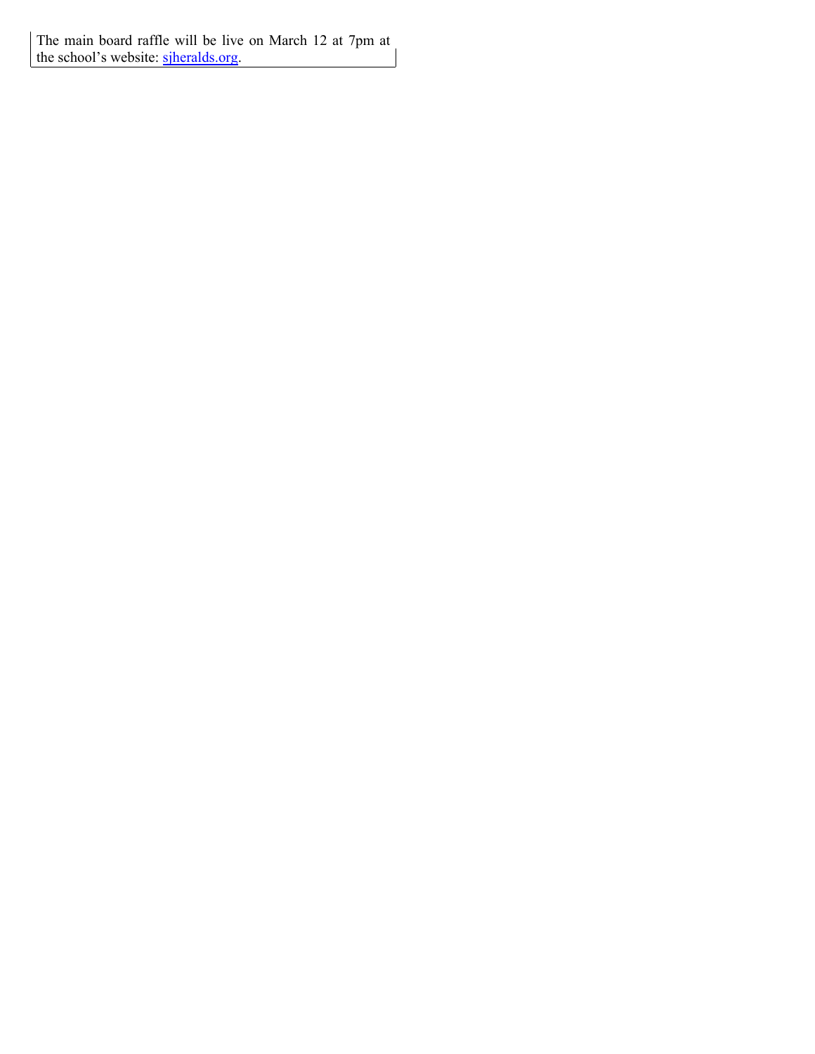The main board raffle will be live on March 12 at 7pm at the school's website: [sjheralds.org](sjheralds.org).